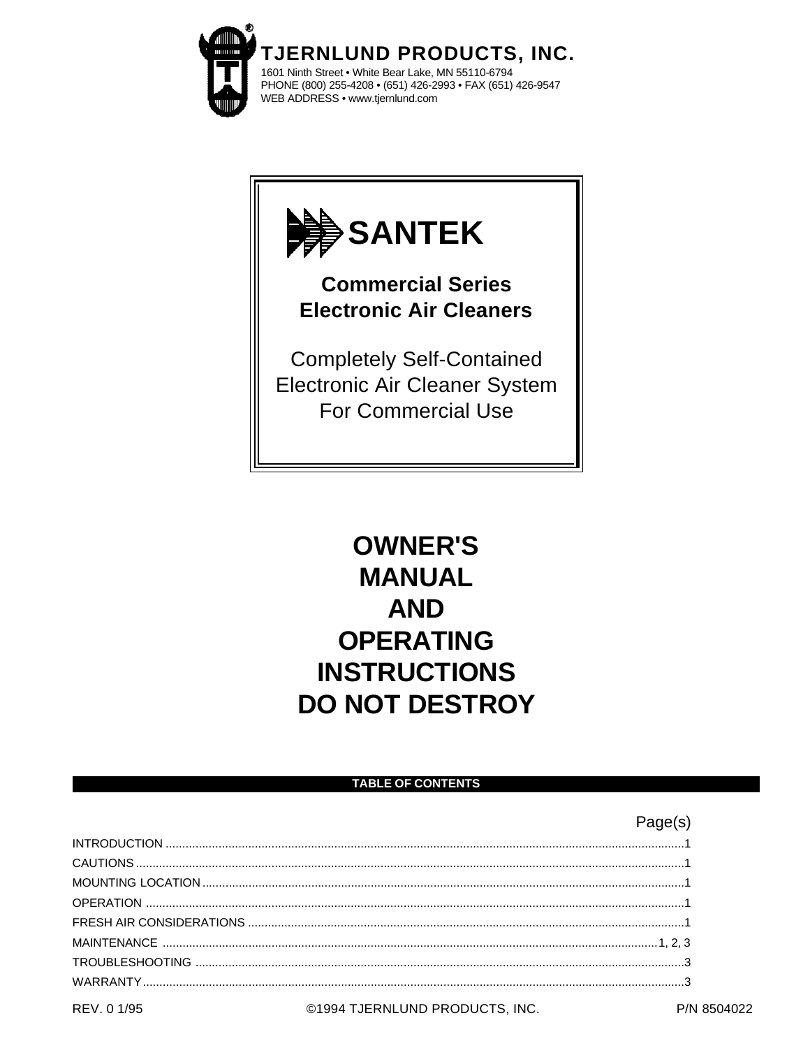**TJERNLUND PRODUCTS, INC.**
1601 Ninth Street • White Bear Lake, MN 55110-6794
PHONE (800) 255-4208 • (651) 426-2993 • FAX (651) 426-9547
WEB ADDRESS • www.tjernlund.com

# SANTEK

## Commercial Series Electronic Air Cleaners

Completely Self-Contained
Electronic Air Cleaner System
For Commercial Use

# OWNER'S MANUAL AND OPERATING INSTRUCTIONS DO NOT DESTROY

### TABLE OF CONTENTS

| | Page(s) |
|---|---|
| INTRODUCTION | 1 |
| CAUTIONS | 1 |
| MOUNTING LOCATION | 1 |
| OPERATION | 1 |
| FRESH AIR CONSIDERATIONS | 1 |
| MAINTENANCE | 1, 2, 3 |
| TROUBLESHOOTING | 3 |
| WARRANTY | 3 |

REV. 0 1/95 ©1994 TJERNLUND PRODUCTS, INC. P/N 8504022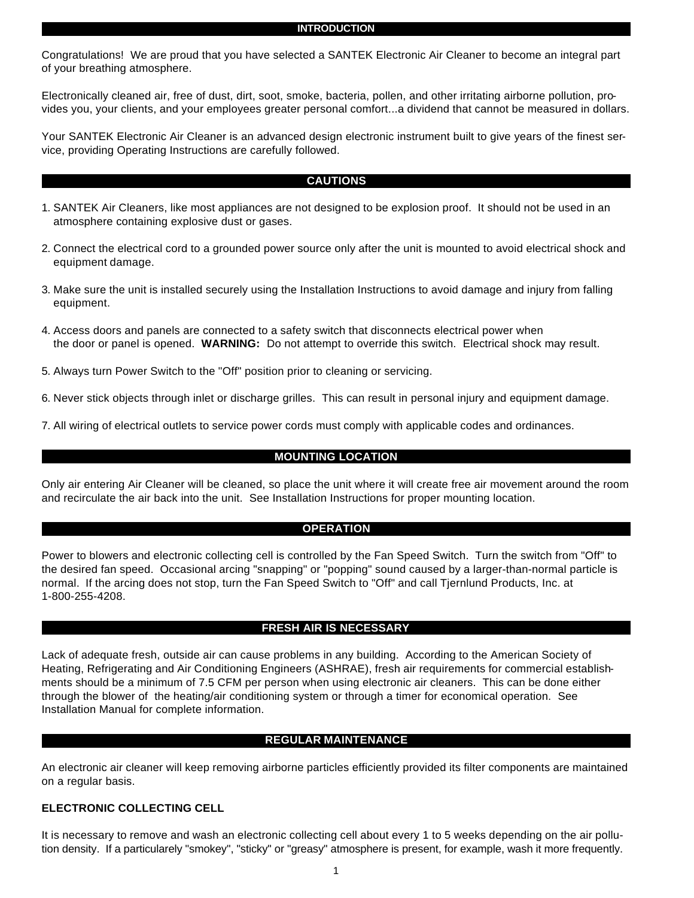## INTRODUCTION

Congratulations! We are proud that you have selected a SANTEK Electronic Air Cleaner to become an integral part of your breathing atmosphere.

Electronically cleaned air, free of dust, dirt, soot, smoke, bacteria, pollen, and other irritating airborne pollution, provides you, your clients, and your employees greater personal comfort...a dividend that cannot be measured in dollars.

Your SANTEK Electronic Air Cleaner is an advanced design electronic instrument built to give years of the finest service, providing Operating Instructions are carefully followed.

## CAUTIONS

1. SANTEK Air Cleaners, like most appliances are not designed to be explosion proof. It should not be used in an atmosphere containing explosive dust or gases.

2. Connect the electrical cord to a grounded power source only after the unit is mounted to avoid electrical shock and equipment damage.

3. Make sure the unit is installed securely using the Installation Instructions to avoid damage and injury from falling equipment.

4. Access doors and panels are connected to a safety switch that disconnects electrical power when the door or panel is opened. **WARNING:** Do not attempt to override this switch. Electrical shock may result.

5. Always turn Power Switch to the "Off" position prior to cleaning or servicing.

6. Never stick objects through inlet or discharge grilles. This can result in personal injury and equipment damage.

7. All wiring of electrical outlets to service power cords must comply with applicable codes and ordinances.

## MOUNTING LOCATION

Only air entering Air Cleaner will be cleaned, so place the unit where it will create free air movement around the room and recirculate the air back into the unit. See Installation Instructions for proper mounting location.

## OPERATION

Power to blowers and electronic collecting cell is controlled by the Fan Speed Switch. Turn the switch from "Off" to the desired fan speed. Occasional arcing "snapping" or "popping" sound caused by a larger-than-normal particle is normal. If the arcing does not stop, turn the Fan Speed Switch to "Off" and call Tjernlund Products, Inc. at 1-800-255-4208.

## FRESH AIR IS NECESSARY

Lack of adequate fresh, outside air can cause problems in any building. According to the American Society of Heating, Refrigerating and Air Conditioning Engineers (ASHRAE), fresh air requirements for commercial establishments should be a minimum of 7.5 CFM per person when using electronic air cleaners. This can be done either through the blower of the heating/air conditioning system or through a timer for economical operation. See Installation Manual for complete information.

## REGULAR MAINTENANCE

An electronic air cleaner will keep removing airborne particles efficiently provided its filter components are maintained on a regular basis.

### ELECTRONIC COLLECTING CELL

It is necessary to remove and wash an electronic collecting cell about every 1 to 5 weeks depending on the air pollution density. If a particularely "smokey", "sticky" or "greasy" atmosphere is present, for example, wash it more frequently.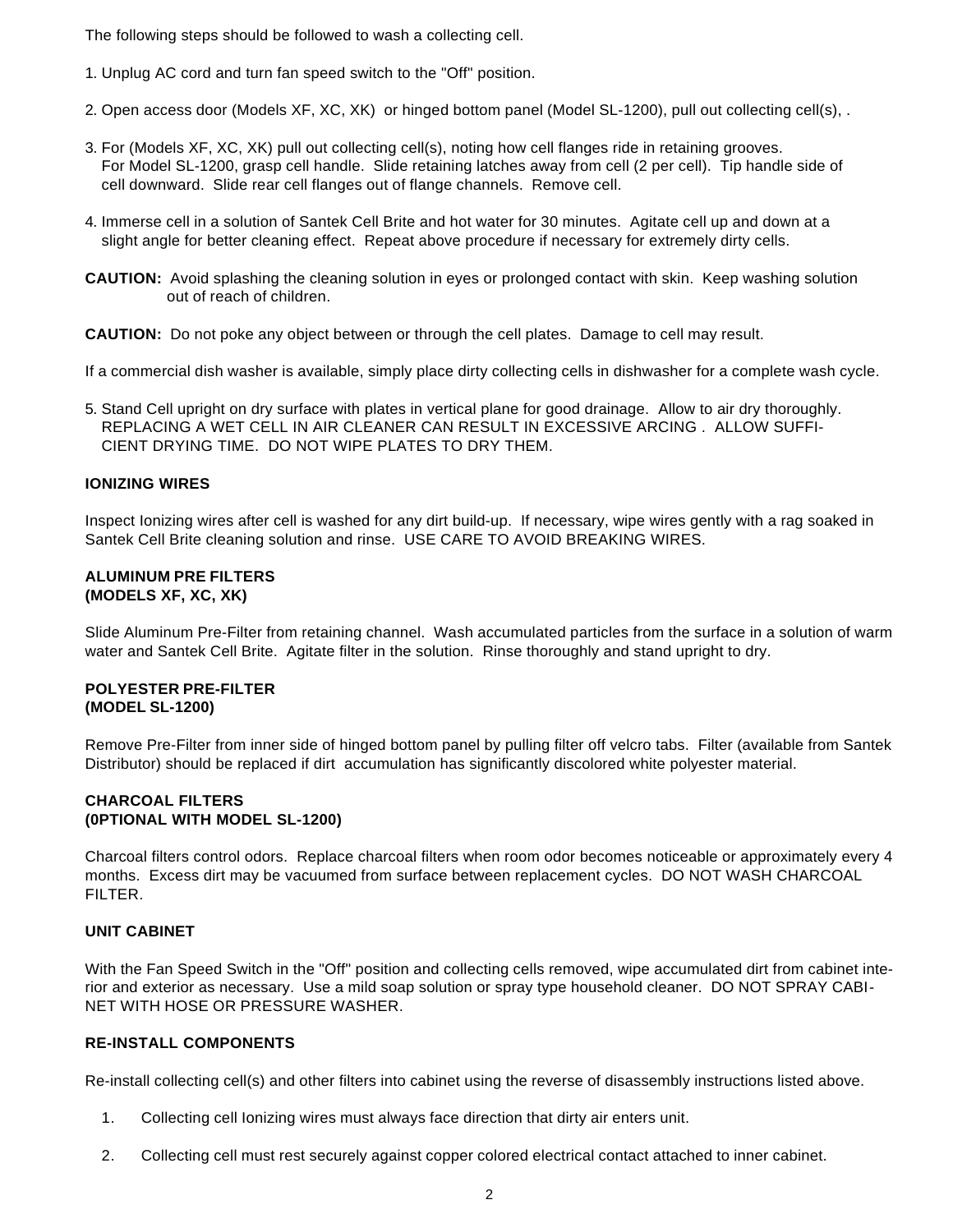The following steps should be followed to wash a collecting cell.

1. Unplug AC cord and turn fan speed switch to the "Off" position.

2. Open access door (Models XF, XC, XK) or hinged bottom panel (Model SL-1200), pull out collecting cell(s), .

3. For (Models XF, XC, XK) pull out collecting cell(s), noting how cell flanges ride in retaining grooves.
   For Model SL-1200, grasp cell handle. Slide retaining latches away from cell (2 per cell). Tip handle side of cell downward. Slide rear cell flanges out of flange channels. Remove cell.

4. Immerse cell in a solution of Santek Cell Brite and hot water for 30 minutes. Agitate cell up and down at a slight angle for better cleaning effect. Repeat above procedure if necessary for extremely dirty cells.

**CAUTION:** Avoid splashing the cleaning solution in eyes or prolonged contact with skin. Keep washing solution out of reach of children.

**CAUTION:** Do not poke any object between or through the cell plates. Damage to cell may result.

If a commercial dish washer is available, simply place dirty collecting cells in dishwasher for a complete wash cycle.

5. Stand Cell upright on dry surface with plates in vertical plane for good drainage. Allow to air dry thoroughly. REPLACING A WET CELL IN AIR CLEANER CAN RESULT IN EXCESSIVE ARCING . ALLOW SUFFICIENT DRYING TIME. DO NOT WIPE PLATES TO DRY THEM.

**IONIZING WIRES**

Inspect Ionizing wires after cell is washed for any dirt build-up. If necessary, wipe wires gently with a rag soaked in Santek Cell Brite cleaning solution and rinse. USE CARE TO AVOID BREAKING WIRES.

**ALUMINUM PRE FILTERS**
**(MODELS XF, XC, XK)**

Slide Aluminum Pre-Filter from retaining channel. Wash accumulated particles from the surface in a solution of warm water and Santek Cell Brite. Agitate filter in the solution. Rinse thoroughly and stand upright to dry.

**POLYESTER PRE-FILTER**
**(MODEL SL-1200)**

Remove Pre-Filter from inner side of hinged bottom panel by pulling filter off velcro tabs. Filter (available from Santek Distributor) should be replaced if dirt accumulation has significantly discolored white polyester material.

**CHARCOAL FILTERS**
**(0PTIONAL WITH MODEL SL-1200)**

Charcoal filters control odors. Replace charcoal filters when room odor becomes noticeable or approximately every 4 months. Excess dirt may be vacuumed from surface between replacement cycles. DO NOT WASH CHARCOAL FILTER.

**UNIT CABINET**

With the Fan Speed Switch in the "Off" position and collecting cells removed, wipe accumulated dirt from cabinet interior and exterior as necessary. Use a mild soap solution or spray type household cleaner. DO NOT SPRAY CABINET WITH HOSE OR PRESSURE WASHER.

**RE-INSTALL COMPONENTS**

Re-install collecting cell(s) and other filters into cabinet using the reverse of disassembly instructions listed above.

1. Collecting cell Ionizing wires must always face direction that dirty air enters unit.

2. Collecting cell must rest securely against copper colored electrical contact attached to inner cabinet.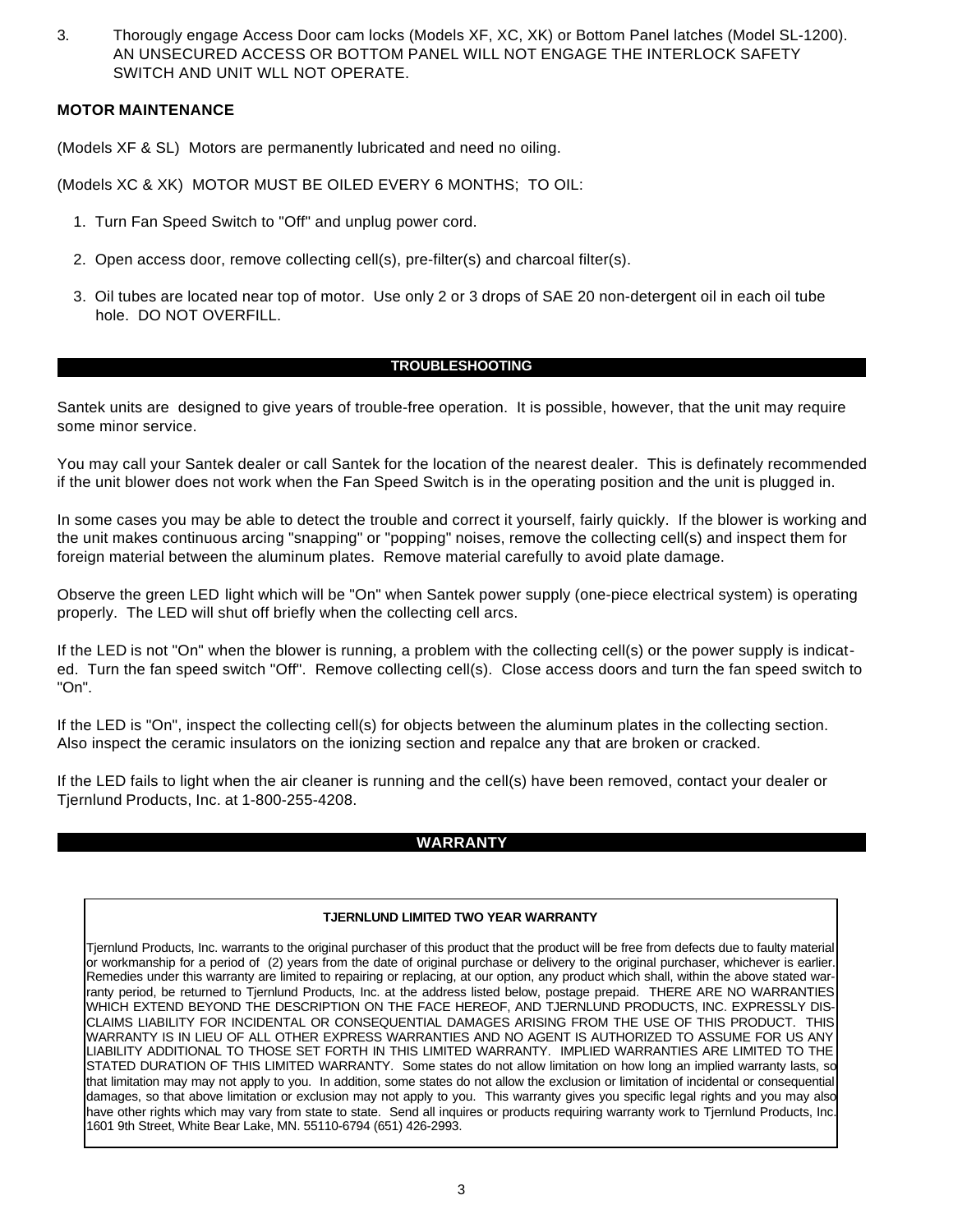3. Thorougly engage Access Door cam locks (Models XF, XC, XK) or Bottom Panel latches (Model SL-1200). AN UNSECURED ACCESS OR BOTTOM PANEL WILL NOT ENGAGE THE INTERLOCK SAFETY SWITCH AND UNIT WLL NOT OPERATE.

**MOTOR MAINTENANCE**

(Models XF & SL) Motors are permanently lubricated and need no oiling.

(Models XC & XK) MOTOR MUST BE OILED EVERY 6 MONTHS; TO OIL:

1. Turn Fan Speed Switch to "Off" and unplug power cord.
2. Open access door, remove collecting cell(s), pre-filter(s) and charcoal filter(s).
3. Oil tubes are located near top of motor. Use only 2 or 3 drops of SAE 20 non-detergent oil in each oil tube hole. DO NOT OVERFILL.

## TROUBLESHOOTING

Santek units are designed to give years of trouble-free operation. It is possible, however, that the unit may require some minor service.

You may call your Santek dealer or call Santek for the location of the nearest dealer. This is definately recommended if the unit blower does not work when the Fan Speed Switch is in the operating position and the unit is plugged in.

In some cases you may be able to detect the trouble and correct it yourself, fairly quickly. If the blower is working and the unit makes continuous arcing "snapping" or "popping" noises, remove the collecting cell(s) and inspect them for foreign material between the aluminum plates. Remove material carefully to avoid plate damage.

Observe the green LED light which will be "On" when Santek power supply (one-piece electrical system) is operating properly. The LED will shut off briefly when the collecting cell arcs.

If the LED is not "On" when the blower is running, a problem with the collecting cell(s) or the power supply is indicated. Turn the fan speed switch "Off". Remove collecting cell(s). Close access doors and turn the fan speed switch to "On".

If the LED is "On", inspect the collecting cell(s) for objects between the aluminum plates in the collecting section. Also inspect the ceramic insulators on the ionizing section and repalce any that are broken or cracked.

If the LED fails to light when the air cleaner is running and the cell(s) have been removed, contact your dealer or Tjernlund Products, Inc. at 1-800-255-4208.

## WARRANTY

**TJERNLUND LIMITED TWO YEAR WARRANTY**

Tjernlund Products, Inc. warrants to the original purchaser of this product that the product will be free from defects due to faulty material or workmanship for a period of (2) years from the date of original purchase or delivery to the original purchaser, whichever is earlier. Remedies under this warranty are limited to repairing or replacing, at our option, any product which shall, within the above stated warranty period, be returned to Tjernlund Products, Inc. at the address listed below, postage prepaid. THERE ARE NO WARRANTIES WHICH EXTEND BEYOND THE DESCRIPTION ON THE FACE HEREOF, AND TJERNLUND PRODUCTS, INC. EXPRESSLY DISCLAIMS LIABILITY FOR INCIDENTAL OR CONSEQUENTIAL DAMAGES ARISING FROM THE USE OF THIS PRODUCT. THIS WARRANTY IS IN LIEU OF ALL OTHER EXPRESS WARRANTIES AND NO AGENT IS AUTHORIZED TO ASSUME FOR US ANY LIABILITY ADDITIONAL TO THOSE SET FORTH IN THIS LIMITED WARRANTY. IMPLIED WARRANTIES ARE LIMITED TO THE STATED DURATION OF THIS LIMITED WARRANTY. Some states do not allow limitation on how long an implied warranty lasts, so that limitation may may not apply to you. In addition, some states do not allow the exclusion or limitation of incidental or consequential damages, so that above limitation or exclusion may not apply to you. This warranty gives you specific legal rights and you may also have other rights which may vary from state to state. Send all inquires or products requiring warranty work to Tjernlund Products, Inc. 1601 9th Street, White Bear Lake, MN. 55110-6794 (651) 426-2993.